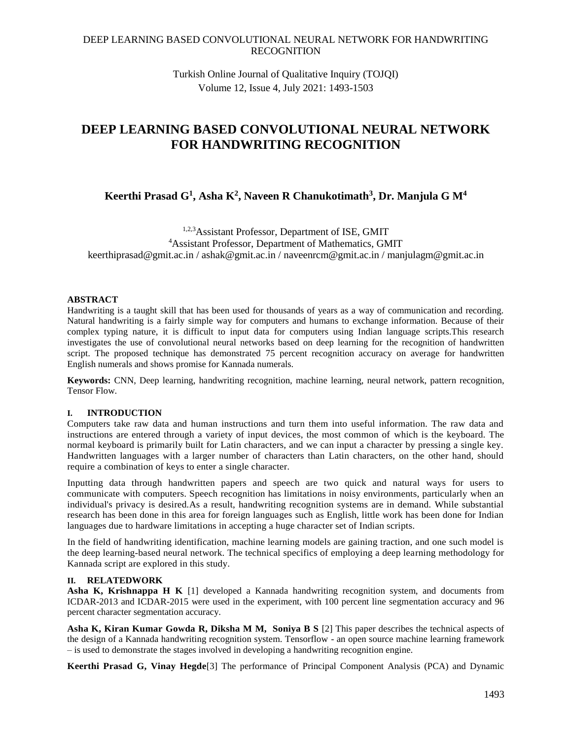# DEEP LEARNING BASED CONVOLUTIONAL NEURAL NETWORK FOR HANDWRITING RECOGNITION

**Keerthi Prasad G[1], Asha K[2], Naveen R Chanukotimath[3], Dr. Manjula G M[4]**

[1,2,3]Assistant Professor, Department of ISE, GMIT
[4]Assistant Professor, Department of Mathematics, GMIT
keerthiprasad@gmit.ac.in / ashak@gmit.ac.in / naveenrcm@gmit.ac.in / manjulagm@gmit.ac.in

### ABSTRACT

Handwriting is a taught skill that has been used for thousands of years as a way of communication and recording. Natural handwriting is a fairly simple way for computers and humans to exchange information. Because of their complex typing nature, it is difficult to input data for computers using Indian language scripts.This research investigates the use of convolutional neural networks based on deep learning for the recognition of handwritten script. The proposed technique has demonstrated 75 percent recognition accuracy on average for handwritten English numerals and shows promise for Kannada numerals.

**Keywords:** CNN, Deep learning, handwriting recognition, machine learning, neural network, pattern recognition, Tensor Flow.

## I. INTRODUCTION

Computers take raw data and human instructions and turn them into useful information. The raw data and instructions are entered through a variety of input devices, the most common of which is the keyboard. The normal keyboard is primarily built for Latin characters, and we can input a character by pressing a single key. Handwritten languages with a larger number of characters than Latin characters, on the other hand, should require a combination of keys to enter a single character.

Inputting data through handwritten papers and speech are two quick and natural ways for users to communicate with computers. Speech recognition has limitations in noisy environments, particularly when an individual's privacy is desired.As a result, handwriting recognition systems are in demand. While substantial research has been done in this area for foreign languages such as English, little work has been done for Indian languages due to hardware limitations in accepting a huge character set of Indian scripts.

In the field of handwriting identification, machine learning models are gaining traction, and one such model is the deep learning-based neural network. The technical specifics of employing a deep learning methodology for Kannada script are explored in this study.

## II. RELATEDWORK

**Asha K, Krishnappa H K** [1] developed a Kannada handwriting recognition system, and documents from ICDAR-2013 and ICDAR-2015 were used in the experiment, with 100 percent line segmentation accuracy and 96 percent character segmentation accuracy.

**Asha K, Kiran Kumar Gowda R, Diksha M M, Soniya B S** [2] This paper describes the technical aspects of the design of a Kannada handwriting recognition system. Tensorflow - an open source machine learning framework – is used to demonstrate the stages involved in developing a handwriting recognition engine.

**Keerthi Prasad G, Vinay Hegde**[3] The performance of Principal Component Analysis (PCA) and Dynamic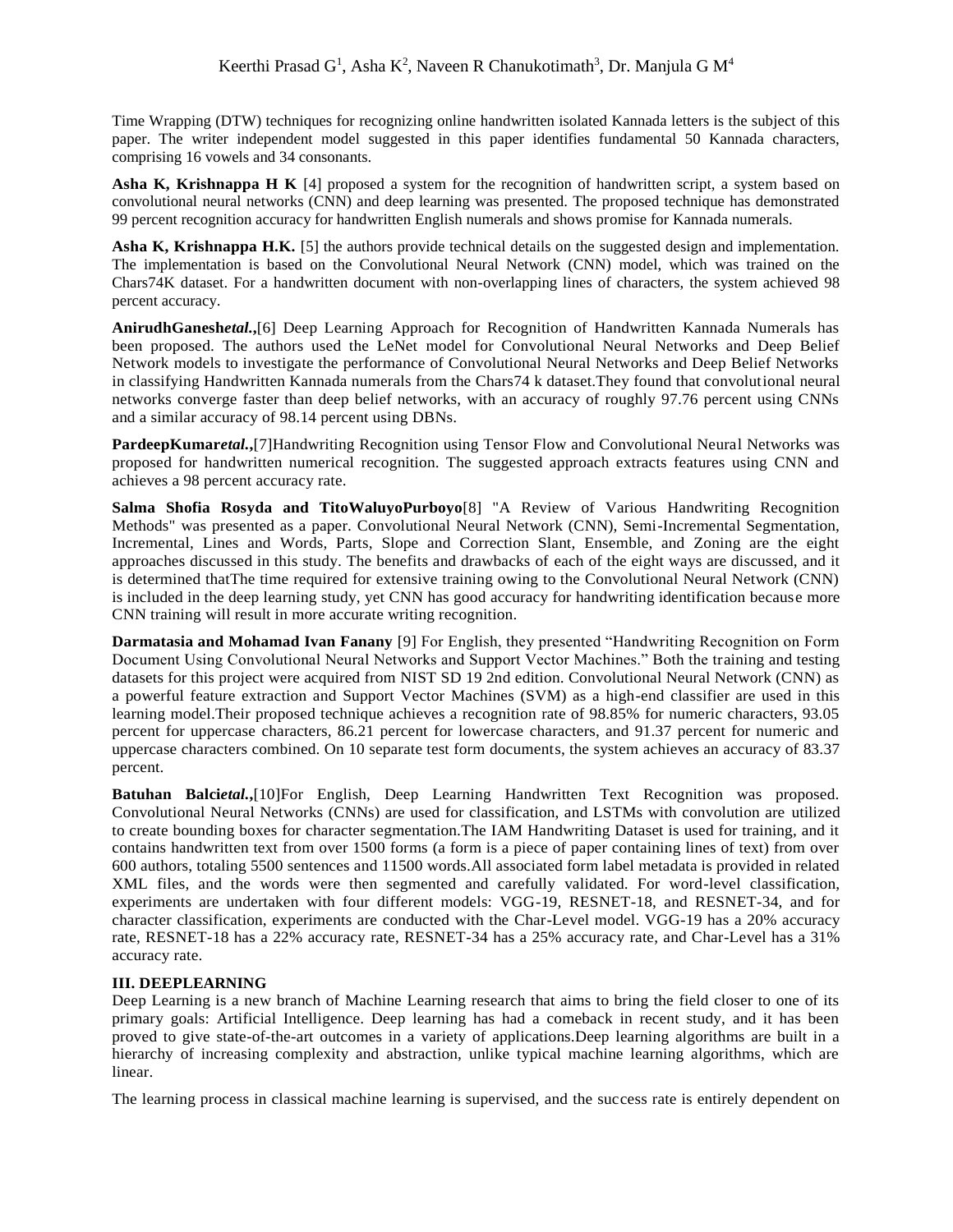Time Wrapping (DTW) techniques for recognizing online handwritten isolated Kannada letters is the subject of this paper. The writer independent model suggested in this paper identifies fundamental 50 Kannada characters, comprising 16 vowels and 34 consonants.

**Asha K, Krishnappa H K** [4] proposed a system for the recognition of handwritten script, a system based on convolutional neural networks (CNN) and deep learning was presented. The proposed technique has demonstrated 99 percent recognition accuracy for handwritten English numerals and shows promise for Kannada numerals.

**Asha K, Krishnappa H.K.** [5] the authors provide technical details on the suggested design and implementation. The implementation is based on the Convolutional Neural Network (CNN) model, which was trained on the Chars74K dataset. For a handwritten document with non-overlapping lines of characters, the system achieved 98 percent accuracy.

**AnirudhGanesh*etal.*,**[6] Deep Learning Approach for Recognition of Handwritten Kannada Numerals has been proposed. The authors used the LeNet model for Convolutional Neural Networks and Deep Belief Network models to investigate the performance of Convolutional Neural Networks and Deep Belief Networks in classifying Handwritten Kannada numerals from the Chars74 k dataset.They found that convolutional neural networks converge faster than deep belief networks, with an accuracy of roughly 97.76 percent using CNNs and a similar accuracy of 98.14 percent using DBNs.

**PardeepKumar*etal.*,**[7]Handwriting Recognition using Tensor Flow and Convolutional Neural Networks was proposed for handwritten numerical recognition. The suggested approach extracts features using CNN and achieves a 98 percent accuracy rate.

**Salma Shofia Rosyda and TitoWaluyoPurboyo**[8] "A Review of Various Handwriting Recognition Methods" was presented as a paper. Convolutional Neural Network (CNN), Semi-Incremental Segmentation, Incremental, Lines and Words, Parts, Slope and Correction Slant, Ensemble, and Zoning are the eight approaches discussed in this study. The benefits and drawbacks of each of the eight ways are discussed, and it is determined thatThe time required for extensive training owing to the Convolutional Neural Network (CNN) is included in the deep learning study, yet CNN has good accuracy for handwriting identification because more CNN training will result in more accurate writing recognition.

**Darmatasia and Mohamad Ivan Fanany** [9] For English, they presented "Handwriting Recognition on Form Document Using Convolutional Neural Networks and Support Vector Machines." Both the training and testing datasets for this project were acquired from NIST SD 19 2nd edition. Convolutional Neural Network (CNN) as a powerful feature extraction and Support Vector Machines (SVM) as a high-end classifier are used in this learning model.Their proposed technique achieves a recognition rate of 98.85% for numeric characters, 93.05 percent for uppercase characters, 86.21 percent for lowercase characters, and 91.37 percent for numeric and uppercase characters combined. On 10 separate test form documents, the system achieves an accuracy of 83.37 percent.

**Batuhan Balci*etal.*,**[10]For English, Deep Learning Handwritten Text Recognition was proposed. Convolutional Neural Networks (CNNs) are used for classification, and LSTMs with convolution are utilized to create bounding boxes for character segmentation.The IAM Handwriting Dataset is used for training, and it contains handwritten text from over 1500 forms (a form is a piece of paper containing lines of text) from over 600 authors, totaling 5500 sentences and 11500 words.All associated form label metadata is provided in related XML files, and the words were then segmented and carefully validated. For word-level classification, experiments are undertaken with four different models: VGG-19, RESNET-18, and RESNET-34, and for character classification, experiments are conducted with the Char-Level model. VGG-19 has a 20% accuracy rate, RESNET-18 has a 22% accuracy rate, RESNET-34 has a 25% accuracy rate, and Char-Level has a 31% accuracy rate.

## III. DEEPLEARNING

Deep Learning is a new branch of Machine Learning research that aims to bring the field closer to one of its primary goals: Artificial Intelligence. Deep learning has had a comeback in recent study, and it has been proved to give state-of-the-art outcomes in a variety of applications.Deep learning algorithms are built in a hierarchy of increasing complexity and abstraction, unlike typical machine learning algorithms, which are linear.

The learning process in classical machine learning is supervised, and the success rate is entirely dependent on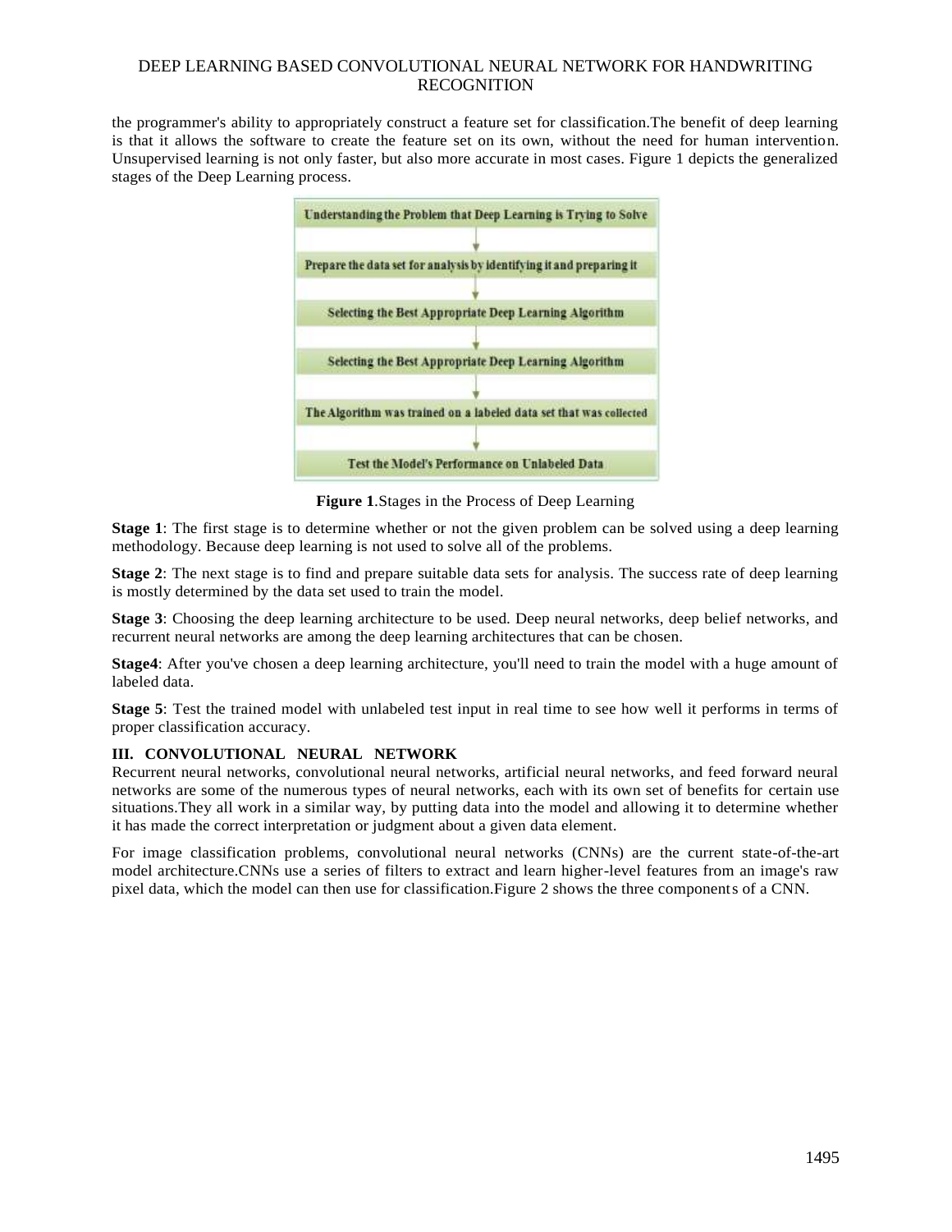the programmer's ability to appropriately construct a feature set for classification.The benefit of deep learning is that it allows the software to create the feature set on its own, without the need for human intervention. Unsupervised learning is not only faster, but also more accurate in most cases. Figure 1 depicts the generalized stages of the Deep Learning process.

Understanding the Problem that Deep Learning is Trying to Solve

↓

Prepare the data set for analysis by identifying it and preparing it

↓

Selecting the Best Appropriate Deep Learning Algorithm

↓

Selecting the Best Appropriate Deep Learning Algorithm

↓

The Algorithm was trained on a labeled data set that was collected

↓

Test the Model's Performance on Unlabeled Data

**Figure 1**.Stages in the Process of Deep Learning

**Stage 1**: The first stage is to determine whether or not the given problem can be solved using a deep learning methodology. Because deep learning is not used to solve all of the problems.

**Stage 2**: The next stage is to find and prepare suitable data sets for analysis. The success rate of deep learning is mostly determined by the data set used to train the model.

**Stage 3**: Choosing the deep learning architecture to be used. Deep neural networks, deep belief networks, and recurrent neural networks are among the deep learning architectures that can be chosen.

**Stage4**: After you've chosen a deep learning architecture, you'll need to train the model with a huge amount of labeled data.

**Stage 5**: Test the trained model with unlabeled test input in real time to see how well it performs in terms of proper classification accuracy.

## III. CONVOLUTIONAL NEURAL NETWORK

Recurrent neural networks, convolutional neural networks, artificial neural networks, and feed forward neural networks are some of the numerous types of neural networks, each with its own set of benefits for certain use situations.They all work in a similar way, by putting data into the model and allowing it to determine whether it has made the correct interpretation or judgment about a given data element.

For image classification problems, convolutional neural networks (CNNs) are the current state-of-the-art model architecture.CNNs use a series of filters to extract and learn higher-level features from an image's raw pixel data, which the model can then use for classification.Figure 2 shows the three components of a CNN.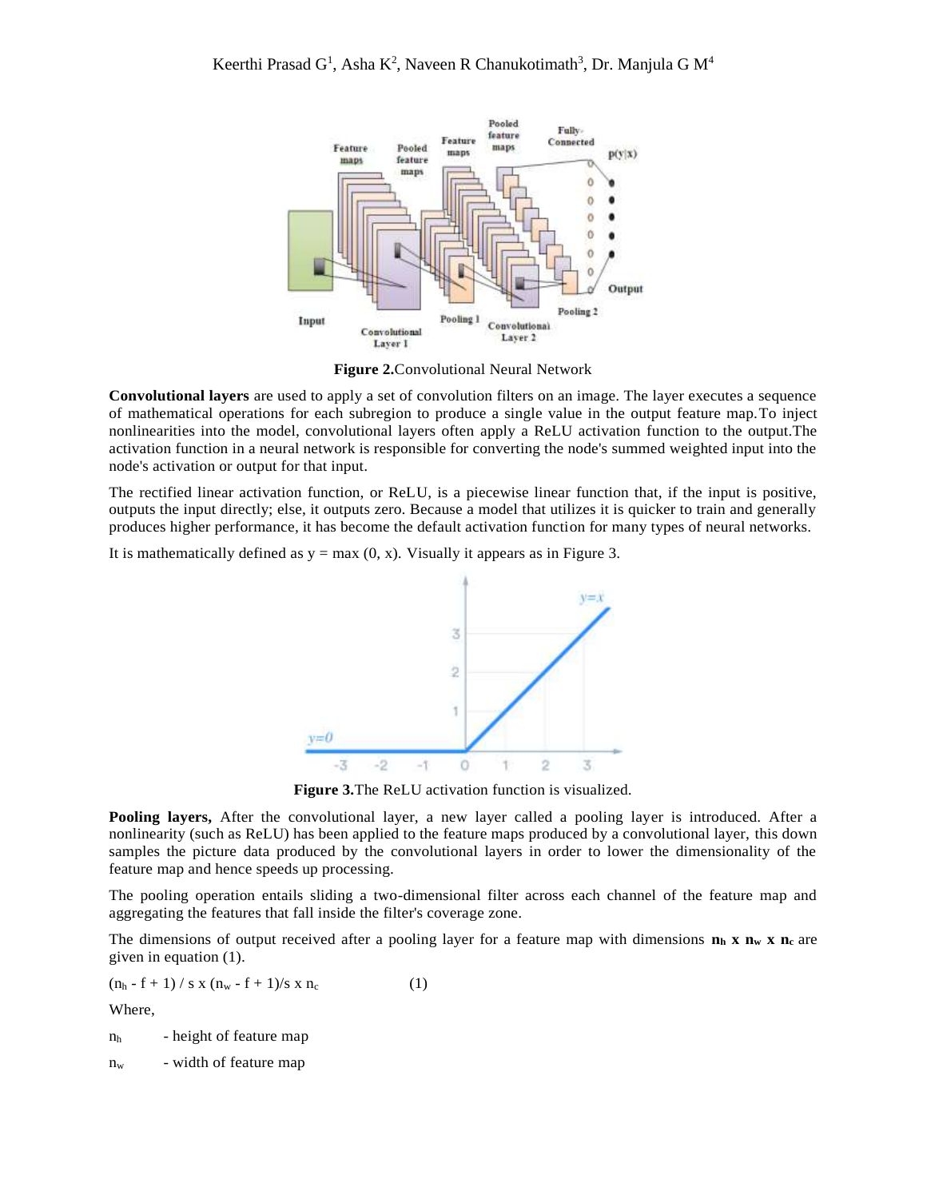Figure 2.Convolutional Neural Network

**Convolutional layers** are used to apply a set of convolution filters on an image. The layer executes a sequence of mathematical operations for each subregion to produce a single value in the output feature map.To inject nonlinearities into the model, convolutional layers often apply a ReLU activation function to the output.The activation function in a neural network is responsible for converting the node's summed weighted input into the node's activation or output for that input.

The rectified linear activation function, or ReLU, is a piecewise linear function that, if the input is positive, outputs the input directly; else, it outputs zero. Because a model that utilizes it is quicker to train and generally produces higher performance, it has become the default activation function for many types of neural networks.

It is mathematically defined as y = max (0, x). Visually it appears as in Figure 3.

**Figure 3.**The ReLU activation function is visualized.

**Pooling layers,** After the convolutional layer, a new layer called a pooling layer is introduced. After a nonlinearity (such as ReLU) has been applied to the feature maps produced by a convolutional layer, this down samples the picture data produced by the convolutional layers in order to lower the dimensionality of the feature map and hence speeds up processing.

The pooling operation entails sliding a two-dimensional filter across each channel of the feature map and aggregating the features that fall inside the filter's coverage zone.

The dimensions of output received after a pooling layer for a feature map with dimensions $n_h$ x $n_w$ x $n_c$ are given in equation (1).

$$(n_h - f + 1) / s \times (n_w - f + 1)/s \times n_c \qquad (1)$$

Where,

$n_h$ - height of feature map

$n_w$ - width of feature map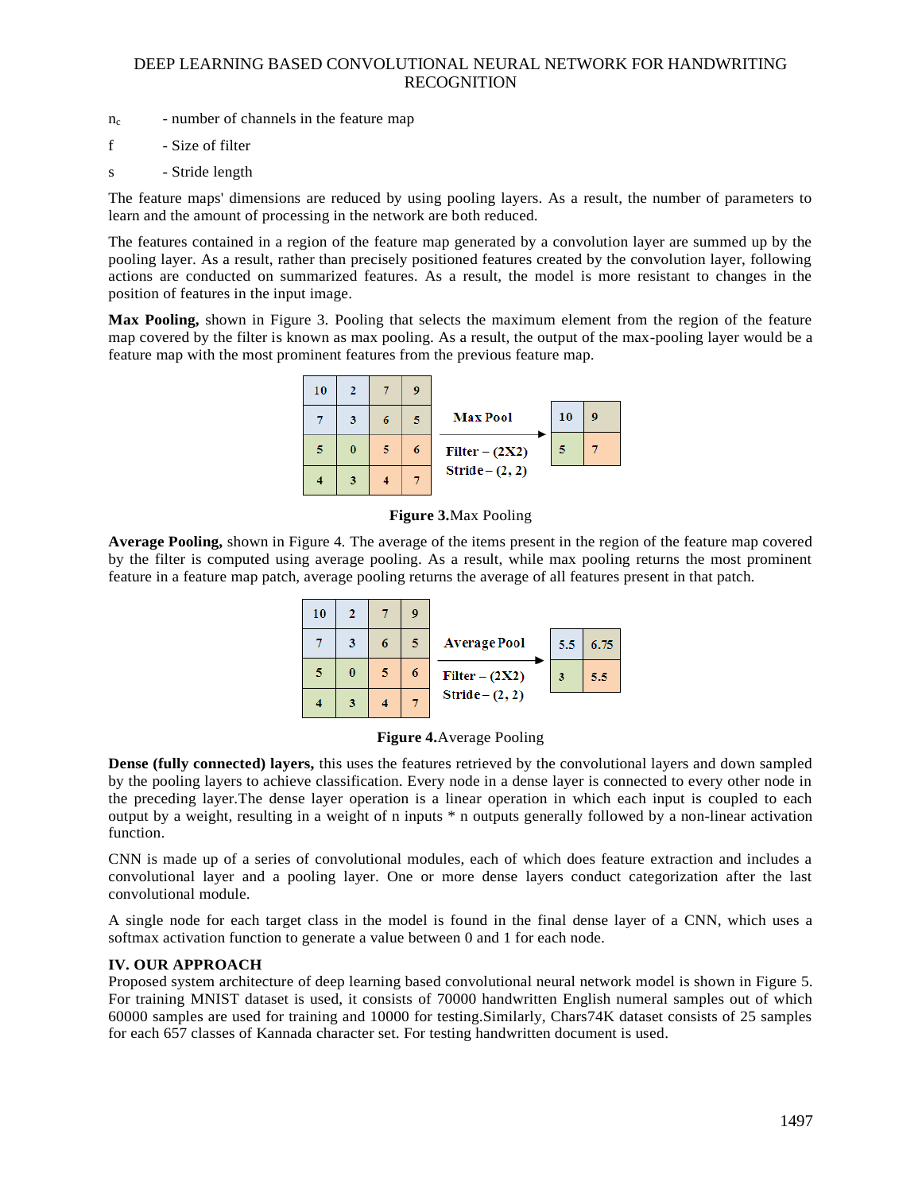$n_c$ - number of channels in the feature map

f - Size of filter

s - Stride length

The feature maps' dimensions are reduced by using pooling layers. As a result, the number of parameters to learn and the amount of processing in the network are both reduced.

The features contained in a region of the feature map generated by a convolution layer are summed up by the pooling layer. As a result, rather than precisely positioned features created by the convolution layer, following actions are conducted on summarized features. As a result, the model is more resistant to changes in the position of features in the input image.

**Max Pooling,** shown in Figure 3. Pooling that selects the maximum element from the region of the feature map covered by the filter is known as max pooling. As a result, the output of the max-pooling layer would be a feature map with the most prominent features from the previous feature map.

| 10 | 2 | 7 | 9 |
|---|---|---|---|
| 7 | 3 | 6 | 5 |
| 5 | 0 | 5 | 6 |
| 4 | 3 | 4 | 7 |

Max Pool → Filter – (2X2) Stride – (2, 2)

| 10 | 9 |
|---|---|
| 5 | 7 |

**Figure 3.**Max Pooling

**Average Pooling,** shown in Figure 4. The average of the items present in the region of the feature map covered by the filter is computed using average pooling. As a result, while max pooling returns the most prominent feature in a feature map patch, average pooling returns the average of all features present in that patch.

| 10 | 2 | 7 | 9 |
|---|---|---|---|
| 7 | 3 | 6 | 5 |
| 5 | 0 | 5 | 6 |
| 4 | 3 | 4 | 7 |

Average Pool → Filter – (2X2) Stride – (2, 2)

| 5.5 | 6.75 |
|---|---|
| 3 | 5.5 |

**Figure 4.**Average Pooling

**Dense (fully connected) layers,** this uses the features retrieved by the convolutional layers and down sampled by the pooling layers to achieve classification. Every node in a dense layer is connected to every other node in the preceding layer.The dense layer operation is a linear operation in which each input is coupled to each output by a weight, resulting in a weight of n inputs * n outputs generally followed by a non-linear activation function.

CNN is made up of a series of convolutional modules, each of which does feature extraction and includes a convolutional layer and a pooling layer. One or more dense layers conduct categorization after the last convolutional module.

A single node for each target class in the model is found in the final dense layer of a CNN, which uses a softmax activation function to generate a value between 0 and 1 for each node.

## IV. OUR APPROACH

Proposed system architecture of deep learning based convolutional neural network model is shown in Figure 5. For training MNIST dataset is used, it consists of 70000 handwritten English numeral samples out of which 60000 samples are used for training and 10000 for testing.Similarly, Chars74K dataset consists of 25 samples for each 657 classes of Kannada character set. For testing handwritten document is used.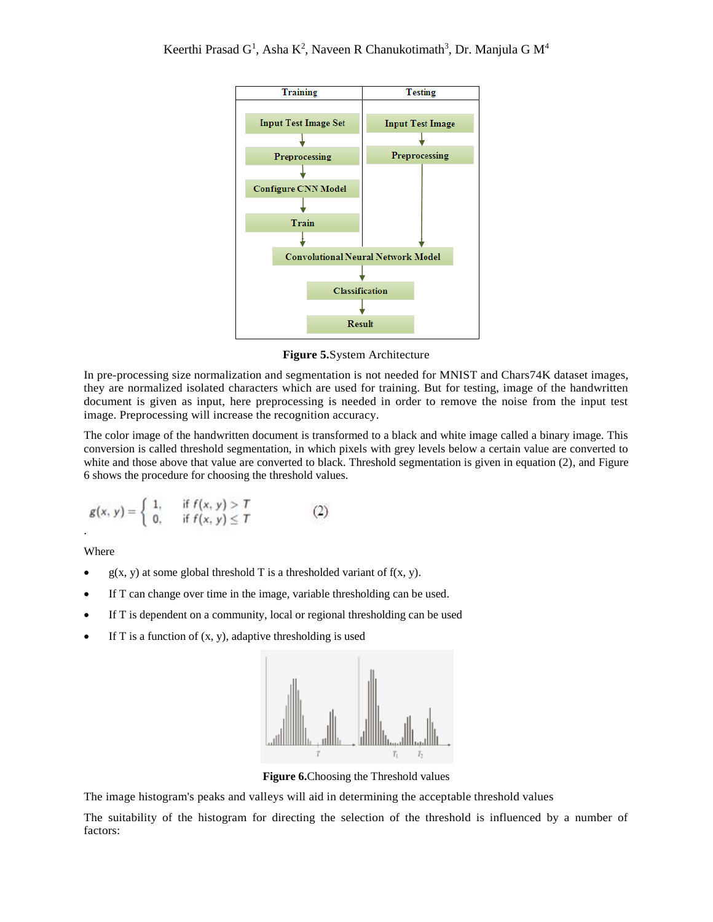**Figure 5.**System Architecture

In pre-processing size normalization and segmentation is not needed for MNIST and Chars74K dataset images, they are normalized isolated characters which are used for training. But for testing, image of the handwritten document is given as input, here preprocessing is needed in order to remove the noise from the input test image. Preprocessing will increase the recognition accuracy.

The color image of the handwritten document is transformed to a black and white image called a binary image. This conversion is called threshold segmentation, in which pixels with grey levels below a certain value are converted to white and those above that value are converted to black. Threshold segmentation is given in equation (2), and Figure 6 shows the procedure for choosing the threshold values.

$$g(x, y) = \begin{cases} 1, & \text{if } f(x, y) > T \\ 0, & \text{if } f(x, y) \leq T \end{cases} \quad (2)$$

.

Where

- g(x, y) at some global threshold T is a thresholded variant of f(x, y).
- If T can change over time in the image, variable thresholding can be used.
- If T is dependent on a community, local or regional thresholding can be used
- If T is a function of (x, y), adaptive thresholding is used

**Figure 6.**Choosing the Threshold values

The image histogram's peaks and valleys will aid in determining the acceptable threshold values

The suitability of the histogram for directing the selection of the threshold is influenced by a number of factors: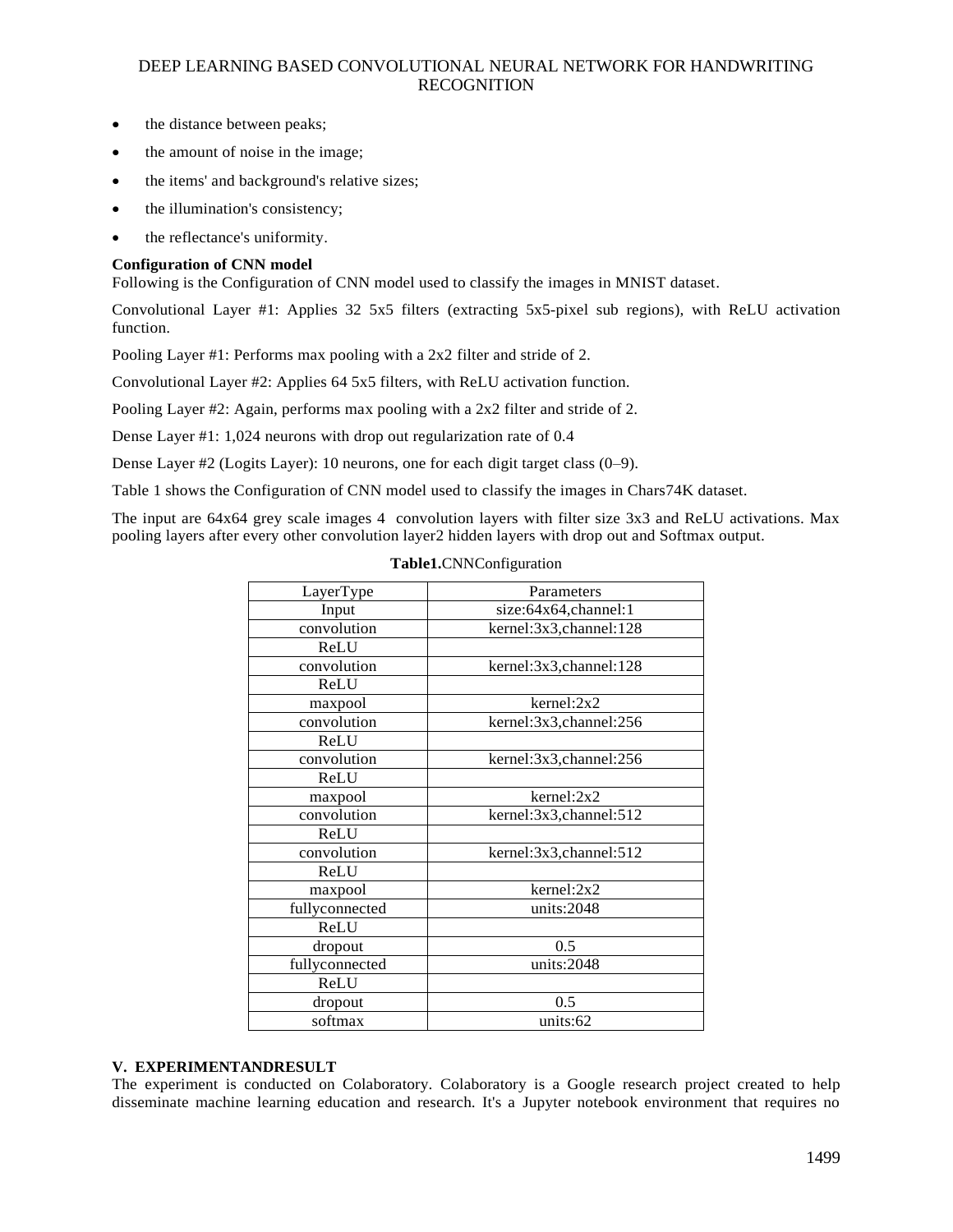- the distance between peaks;
- the amount of noise in the image;
- the items' and background's relative sizes;
- the illumination's consistency;
- the reflectance's uniformity.

**Configuration of CNN model**

Following is the Configuration of CNN model used to classify the images in MNIST dataset.

Convolutional Layer #1: Applies 32 5x5 filters (extracting 5x5-pixel sub regions), with ReLU activation function.

Pooling Layer #1: Performs max pooling with a 2x2 filter and stride of 2.

Convolutional Layer #2: Applies 64 5x5 filters, with ReLU activation function.

Pooling Layer #2: Again, performs max pooling with a 2x2 filter and stride of 2.

Dense Layer #1: 1,024 neurons with drop out regularization rate of 0.4

Dense Layer #2 (Logits Layer): 10 neurons, one for each digit target class (0–9).

Table 1 shows the Configuration of CNN model used to classify the images in Chars74K dataset.

The input are 64x64 grey scale images 4 convolution layers with filter size 3x3 and ReLU activations. Max pooling layers after every other convolution layer2 hidden layers with drop out and Softmax output.

**Table1.**CNNConfiguration

| LayerType | Parameters |
|---|---|
| Input | size:64x64,channel:1 |
| convolution | kernel:3x3,channel:128 |
| ReLU | |
| convolution | kernel:3x3,channel:128 |
| ReLU | |
| maxpool | kernel:2x2 |
| convolution | kernel:3x3,channel:256 |
| ReLU | |
| convolution | kernel:3x3,channel:256 |
| ReLU | |
| maxpool | kernel:2x2 |
| convolution | kernel:3x3,channel:512 |
| ReLU | |
| convolution | kernel:3x3,channel:512 |
| ReLU | |
| maxpool | kernel:2x2 |
| fullyconnected | units:2048 |
| ReLU | |
| dropout | 0.5 |
| fullyconnected | units:2048 |
| ReLU | |
| dropout | 0.5 |
| softmax | units:62 |

## V. EXPERIMENTANDRESULT

The experiment is conducted on Colaboratory. Colaboratory is a Google research project created to help disseminate machine learning education and research. It's a Jupyter notebook environment that requires no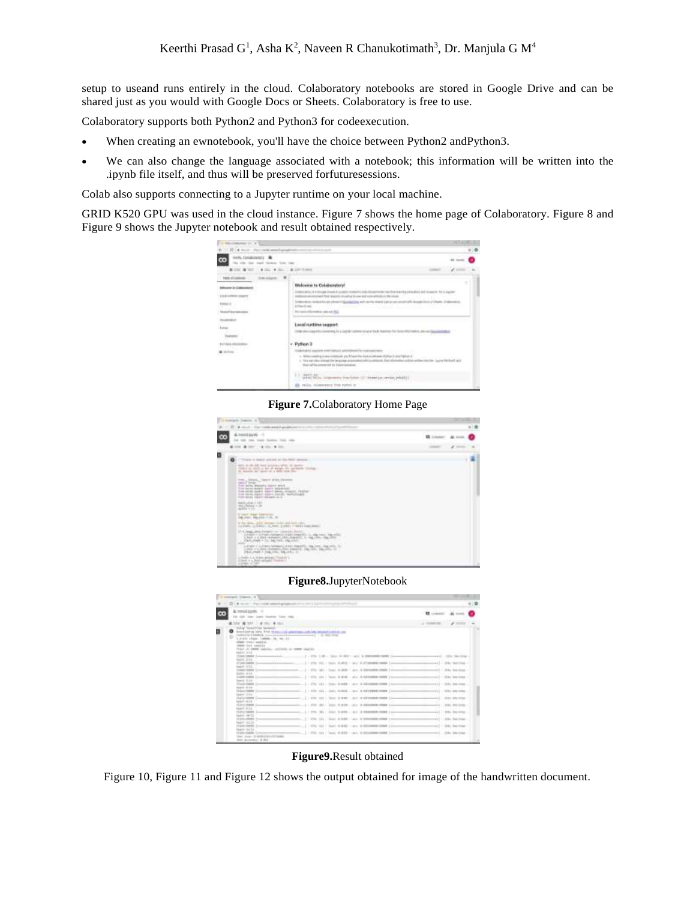setup to useand runs entirely in the cloud. Colaboratory notebooks are stored in Google Drive and can be shared just as you would with Google Docs or Sheets. Colaboratory is free to use.

Colaboratory supports both Python2 and Python3 for codeexecution.

- When creating an ewnotebook, you'll have the choice between Python2 andPython3.
- We can also change the language associated with a notebook; this information will be written into the .ipynb file itself, and thus will be preserved forfuturesessions.

Colab also supports connecting to a Jupyter runtime on your local machine.

GRID K520 GPU was used in the cloud instance. Figure 7 shows the home page of Colaboratory. Figure 8 and Figure 9 shows the Jupyter notebook and result obtained respectively.

**Figure 7.**Colaboratory Home Page

**Figure8.**JupyterNotebook

**Figure9.**Result obtained

Figure 10, Figure 11 and Figure 12 shows the output obtained for image of the handwritten document.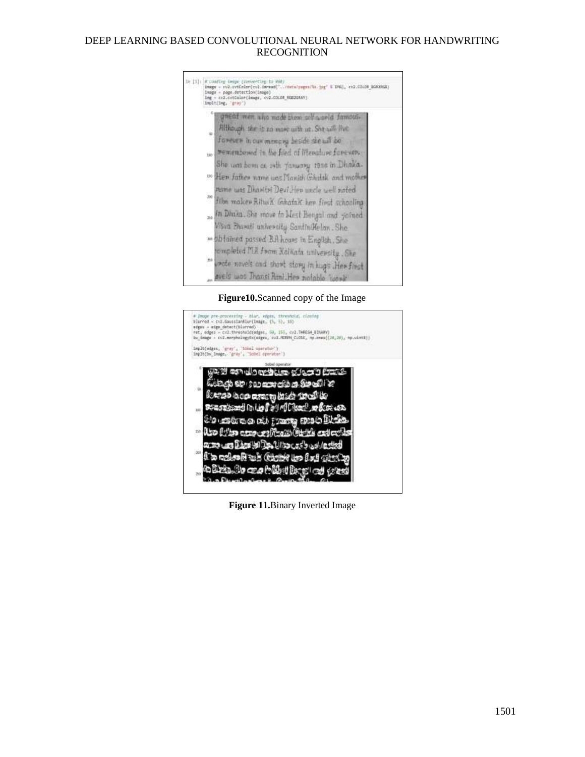Figure10.Scanned copy of the Image

Figure 11.Binary Inverted Image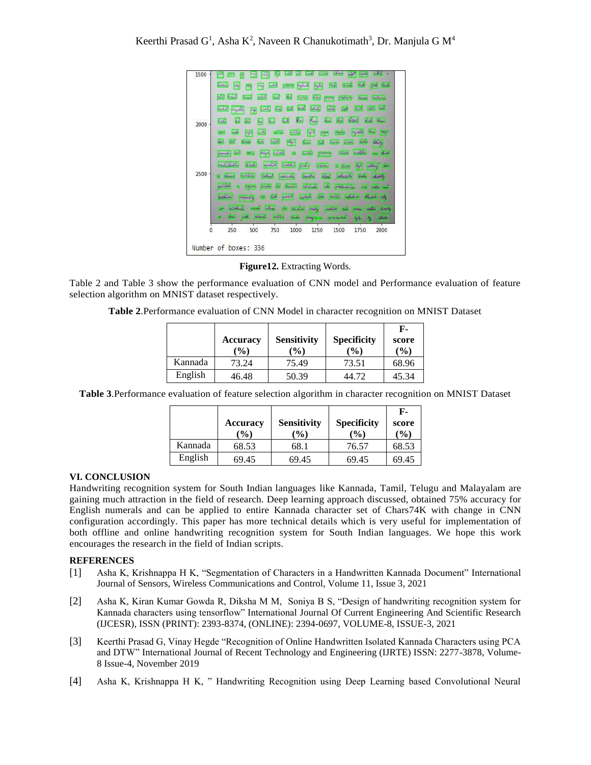Figure12. Extracting Words.

Table 2 and Table 3 show the performance evaluation of CNN model and Performance evaluation of feature selection algorithm on MNIST dataset respectively.

**Table 2**.Performance evaluation of CNN Model in character recognition on MNIST Dataset

| | Accuracy (%) | Sensitivity (%) | Specificity (%) | F-score (%) |
|---|---|---|---|---|
| Kannada | 73.24 | 75.49 | 73.51 | 68.96 |
| English | 46.48 | 50.39 | 44.72 | 45.34 |

**Table 3**.Performance evaluation of feature selection algorithm in character recognition on MNIST Dataset

| | Accuracy (%) | Sensitivity (%) | Specificity (%) | F-score (%) |
|---|---|---|---|---|
| Kannada | 68.53 | 68.1 | 76.57 | 68.53 |
| English | 69.45 | 69.45 | 69.45 | 69.45 |

## VI. CONCLUSION

Handwriting recognition system for South Indian languages like Kannada, Tamil, Telugu and Malayalam are gaining much attraction in the field of research. Deep learning approach discussed, obtained 75% accuracy for English numerals and can be applied to entire Kannada character set of Chars74K with change in CNN configuration accordingly. This paper has more technical details which is very useful for implementation of both offline and online handwriting recognition system for South Indian languages. We hope this work encourages the research in the field of Indian scripts.

## REFERENCES

[1] Asha K, Krishnappa H K, "Segmentation of Characters in a Handwritten Kannada Document" International Journal of Sensors, Wireless Communications and Control, Volume 11, Issue 3, 2021

[2] Asha K, Kiran Kumar Gowda R, Diksha M M, Soniya B S, "Design of handwriting recognition system for Kannada characters using tensorflow" International Journal Of Current Engineering And Scientific Research (IJCESR), ISSN (PRINT): 2393-8374, (ONLINE): 2394-0697, VOLUME-8, ISSUE-3, 2021

[3] Keerthi Prasad G, Vinay Hegde "Recognition of Online Handwritten Isolated Kannada Characters using PCA and DTW" International Journal of Recent Technology and Engineering (IJRTE) ISSN: 2277-3878, Volume-8 Issue-4, November 2019

[4] Asha K, Krishnappa H K, " Handwriting Recognition using Deep Learning based Convolutional Neural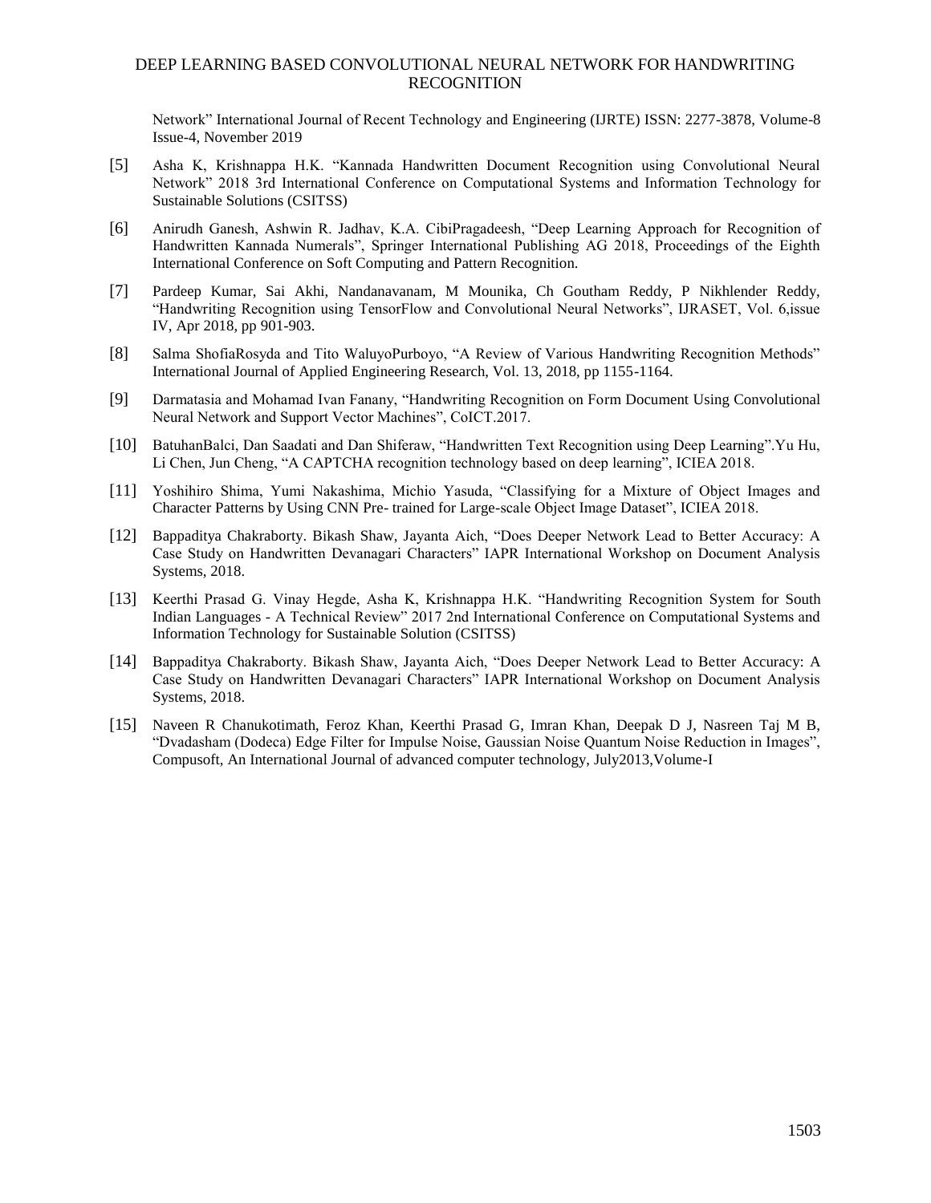Network" International Journal of Recent Technology and Engineering (IJRTE) ISSN: 2277-3878, Volume-8 Issue-4, November 2019

[5] Asha K, Krishnappa H.K. "Kannada Handwritten Document Recognition using Convolutional Neural Network" 2018 3rd International Conference on Computational Systems and Information Technology for Sustainable Solutions (CSITSS)

[6] Anirudh Ganesh, Ashwin R. Jadhav, K.A. CibiPragadeesh, "Deep Learning Approach for Recognition of Handwritten Kannada Numerals", Springer International Publishing AG 2018, Proceedings of the Eighth International Conference on Soft Computing and Pattern Recognition.

[7] Pardeep Kumar, Sai Akhi, Nandanavanam, M Mounika, Ch Goutham Reddy, P Nikhlender Reddy, "Handwriting Recognition using TensorFlow and Convolutional Neural Networks", IJRASET, Vol. 6,issue IV, Apr 2018, pp 901-903.

[8] Salma ShofiaRosyda and Tito WaluyoPurboyo, "A Review of Various Handwriting Recognition Methods" International Journal of Applied Engineering Research, Vol. 13, 2018, pp 1155-1164.

[9] Darmatasia and Mohamad Ivan Fanany, "Handwriting Recognition on Form Document Using Convolutional Neural Network and Support Vector Machines", CoICT.2017.

[10] BatuhanBalci, Dan Saadati and Dan Shiferaw, "Handwritten Text Recognition using Deep Learning".Yu Hu, Li Chen, Jun Cheng, "A CAPTCHA recognition technology based on deep learning", ICIEA 2018.

[11] Yoshihiro Shima, Yumi Nakashima, Michio Yasuda, "Classifying for a Mixture of Object Images and Character Patterns by Using CNN Pre- trained for Large-scale Object Image Dataset", ICIEA 2018.

[12] Bappaditya Chakraborty. Bikash Shaw, Jayanta Aich, "Does Deeper Network Lead to Better Accuracy: A Case Study on Handwritten Devanagari Characters" IAPR International Workshop on Document Analysis Systems, 2018.

[13] Keerthi Prasad G. Vinay Hegde, Asha K, Krishnappa H.K. "Handwriting Recognition System for South Indian Languages - A Technical Review" 2017 2nd International Conference on Computational Systems and Information Technology for Sustainable Solution (CSITSS)

[14] Bappaditya Chakraborty. Bikash Shaw, Jayanta Aich, "Does Deeper Network Lead to Better Accuracy: A Case Study on Handwritten Devanagari Characters" IAPR International Workshop on Document Analysis Systems, 2018.

[15] Naveen R Chanukotimath, Feroz Khan, Keerthi Prasad G, Imran Khan, Deepak D J, Nasreen Taj M B, "Dvadasham (Dodeca) Edge Filter for Impulse Noise, Gaussian Noise Quantum Noise Reduction in Images", Compusoft, An International Journal of advanced computer technology, July2013,Volume-I